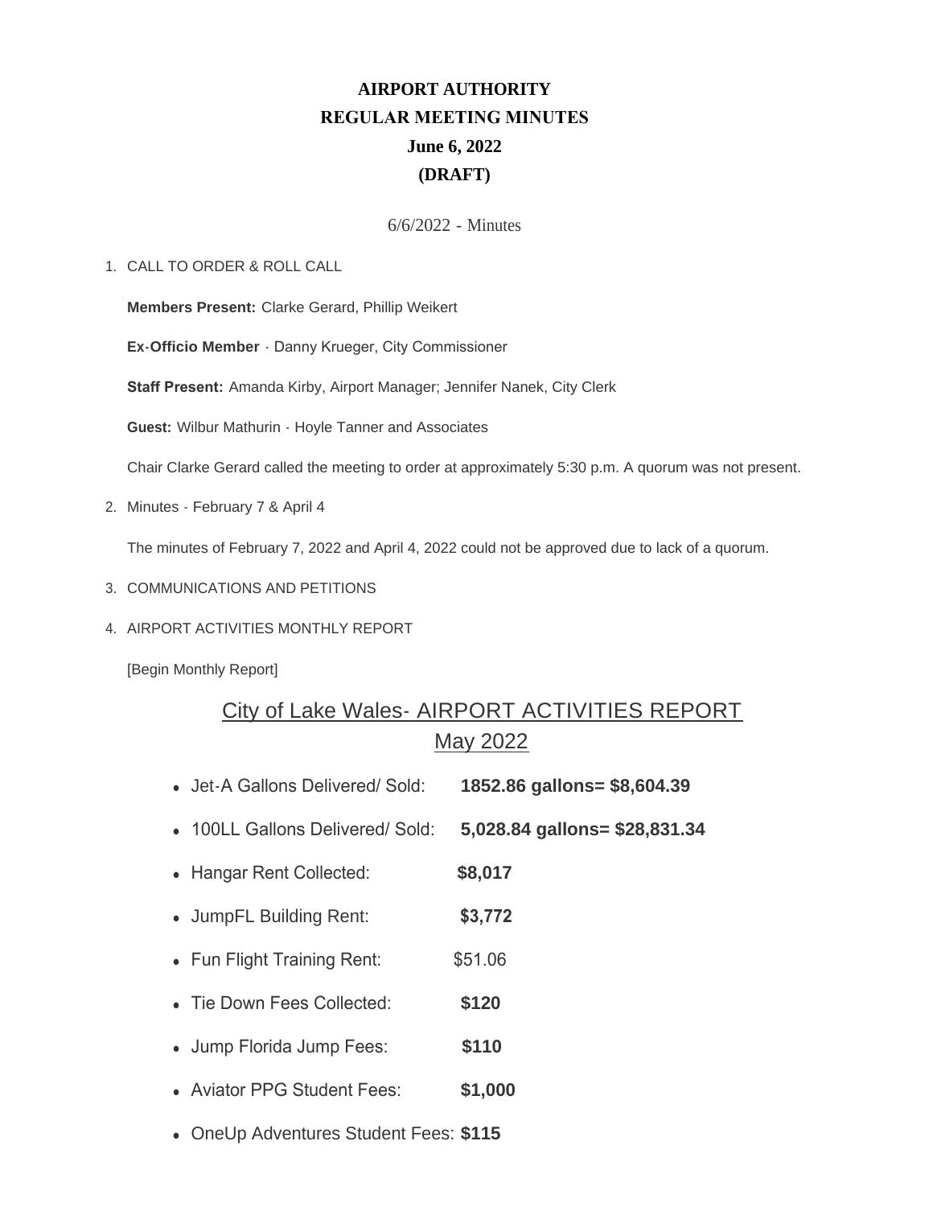# AIRPORT AUTHORITY
## REGULAR MEETING MINUTES
## June 6, 2022
## (DRAFT)

6/6/2022 - Minutes

1. CALL TO ORDER & ROLL CALL

   **Members Present:** Clarke Gerard, Phillip Weikert

   **Ex-Officio Member** - Danny Krueger, City Commissioner

   **Staff Present:** Amanda Kirby, Airport Manager; Jennifer Nanek, City Clerk

   **Guest:** Wilbur Mathurin - Hoyle Tanner and Associates

   Chair Clarke Gerard called the meeting to order at approximately 5:30 p.m. A quorum was not present.

2. Minutes - February 7 & April 4

   The minutes of February 7, 2022 and April 4, 2022 could not be approved due to lack of a quorum.

3. COMMUNICATIONS AND PETITIONS

4. AIRPORT ACTIVITIES MONTHLY REPORT

   [Begin Monthly Report]

## City of Lake Wales- AIRPORT ACTIVITIES REPORT
## May 2022

- Jet-A Gallons Delivered/ Sold: **1852.86 gallons= $8,604.39**
- 100LL Gallons Delivered/ Sold: **5,028.84 gallons= $28,831.34**
- Hangar Rent Collected: **$8,017**
- JumpFL Building Rent: **$3,772**
- Fun Flight Training Rent: $51.06
- Tie Down Fees Collected: **$120**
- Jump Florida Jump Fees: **$110**
- Aviator PPG Student Fees: **$1,000**
- OneUp Adventures Student Fees: **$115**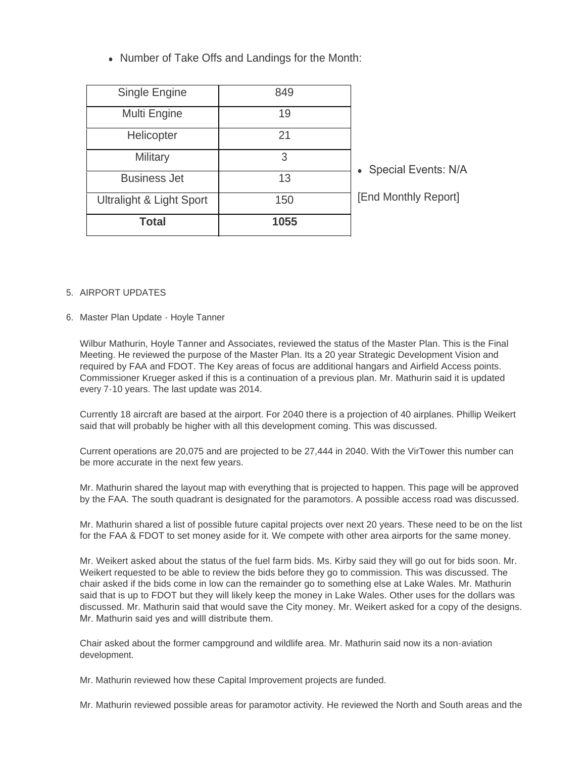- Number of Take Offs and Landings for the Month:

| Single Engine | 849 |
|---|---|
| Multi Engine | 19 |
| Helicopter | 21 |
| Military | 3 |
| Business Jet | 13 |
| Ultralight & Light Sport | 150 |
| **Total** | **1055** |

- Special Events: N/A

[End Monthly Report]

5. AIRPORT UPDATES

6. Master Plan Update - Hoyle Tanner

   Wilbur Mathurin, Hoyle Tanner and Associates, reviewed the status of the Master Plan. This is the Final Meeting. He reviewed the purpose of the Master Plan. Its a 20 year Strategic Development Vision and required by FAA and FDOT. The Key areas of focus are additional hangars and Airfield Access points. Commissioner Krueger asked if this is a continuation of a previous plan. Mr. Mathurin said it is updated every 7-10 years. The last update was 2014.

   Currently 18 aircraft are based at the airport. For 2040 there is a projection of 40 airplanes. Phillip Weikert said that will probably be higher with all this development coming. This was discussed.

   Current operations are 20,075 and are projected to be 27,444 in 2040. With the VirTower this number can be more accurate in the next few years.

   Mr. Mathurin shared the layout map with everything that is projected to happen. This page will be approved by the FAA. The south quadrant is designated for the paramotors. A possible access road was discussed.

   Mr. Mathurin shared a list of possible future capital projects over next 20 years. These need to be on the list for the FAA & FDOT to set money aside for it. We compete with other area airports for the same money.

   Mr. Weikert asked about the status of the fuel farm bids. Ms. Kirby said they will go out for bids soon. Mr. Weikert requested to be able to review the bids before they go to commission. This was discussed. The chair asked if the bids come in low can the remainder go to something else at Lake Wales. Mr. Mathurin said that is up to FDOT but they will likely keep the money in Lake Wales. Other uses for the dollars was discussed. Mr. Mathurin said that would save the City money. Mr. Weikert asked for a copy of the designs. Mr. Mathurin said yes and willl distribute them.

   Chair asked about the former campground and wildlife area. Mr. Mathurin said now its a non-aviation development.

   Mr. Mathurin reviewed how these Capital Improvement projects are funded.

   Mr. Mathurin reviewed possible areas for paramotor activity. He reviewed the North and South areas and the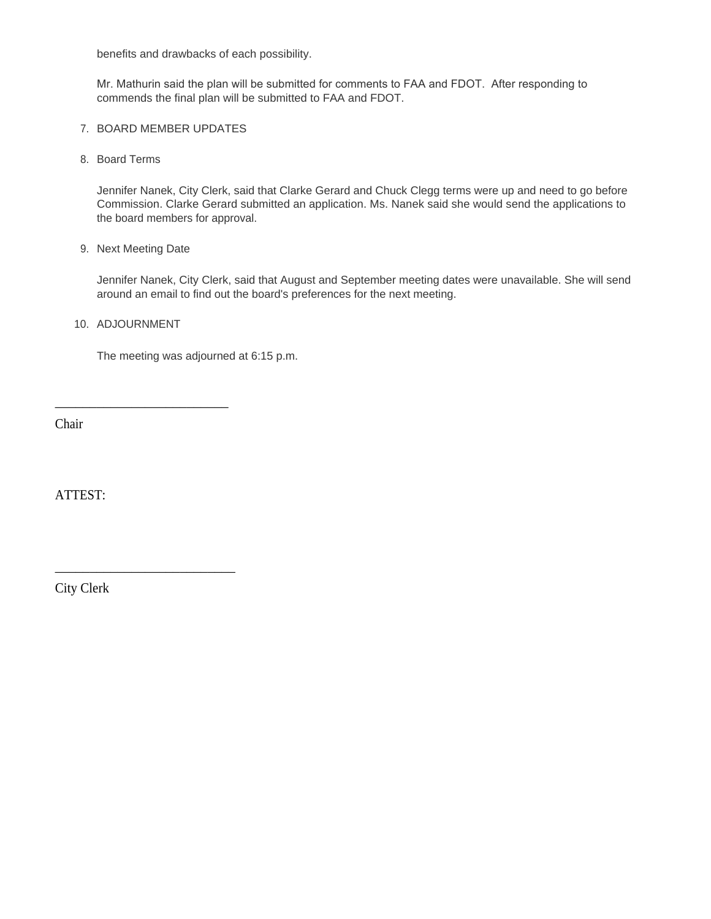benefits and drawbacks of each possibility.

Mr. Mathurin said the plan will be submitted for comments to FAA and FDOT.  After responding to commends the final plan will be submitted to FAA and FDOT.

7. BOARD MEMBER UPDATES

8. Board Terms

   Jennifer Nanek, City Clerk, said that Clarke Gerard and Chuck Clegg terms were up and need to go before Commission. Clarke Gerard submitted an application. Ms. Nanek said she would send the applications to the board members for approval.

9. Next Meeting Date

   Jennifer Nanek, City Clerk, said that August and September meeting dates were unavailable. She will send around an email to find out the board's preferences for the next meeting.

10. ADJOURNMENT

    The meeting was adjourned at 6:15 p.m.

\_\_\_\_\_\_\_\_\_\_\_\_\_\_\_\_\_\_\_\_\_\_\_\_\_\_

Chair

ATTEST:

\_\_\_\_\_\_\_\_\_\_\_\_\_\_\_\_\_\_\_\_\_\_\_\_\_\_

City Clerk